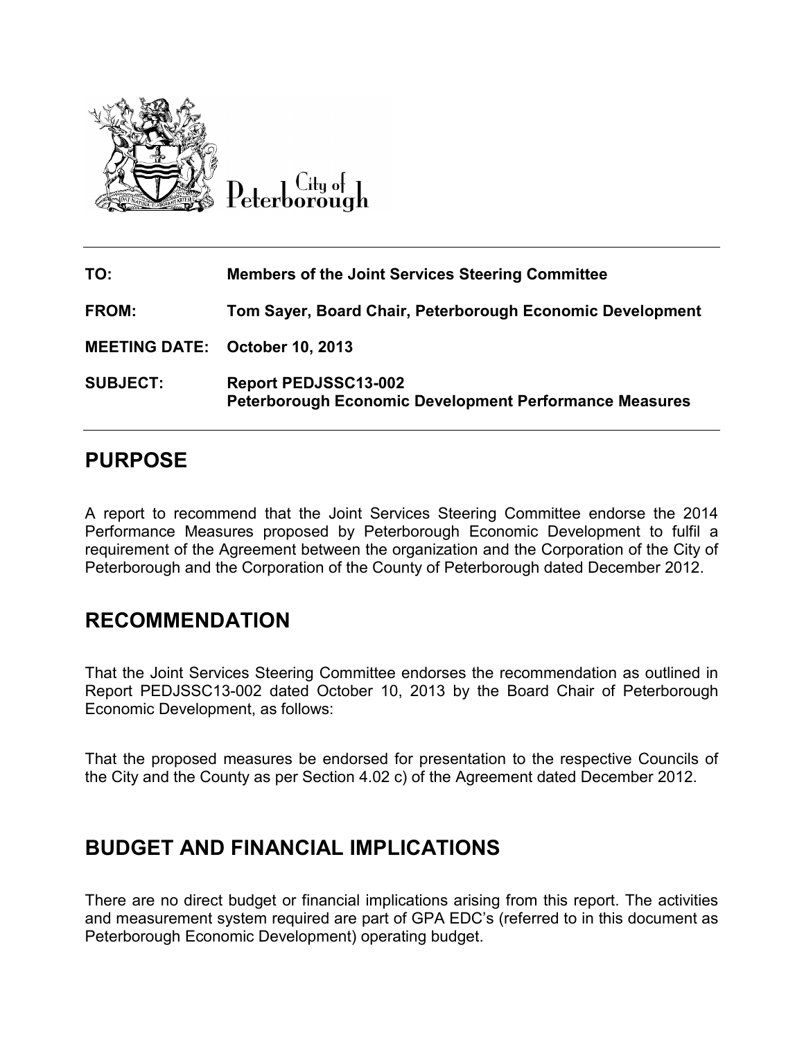City of Peterborough

| | |
|---|---|
| **TO:** | **Members of the Joint Services Steering Committee** |
| **FROM:** | **Tom Sayer, Board Chair, Peterborough Economic Development** |
| **MEETING DATE:** | **October 10, 2013** |
| **SUBJECT:** | **Report PEDJSSC13-002**<br>**Peterborough Economic Development Performance Measures** |

# PURPOSE

A report to recommend that the Joint Services Steering Committee endorse the 2014 Performance Measures proposed by Peterborough Economic Development to fulfil a requirement of the Agreement between the organization and the Corporation of the City of Peterborough and the Corporation of the County of Peterborough dated December 2012.

# RECOMMENDATION

That the Joint Services Steering Committee endorses the recommendation as outlined in Report PEDJSSC13-002 dated October 10, 2013 by the Board Chair of Peterborough Economic Development, as follows:

That the proposed measures be endorsed for presentation to the respective Councils of the City and the County as per Section 4.02 c) of the Agreement dated December 2012.

# BUDGET AND FINANCIAL IMPLICATIONS

There are no direct budget or financial implications arising from this report. The activities and measurement system required are part of GPA EDC's (referred to in this document as Peterborough Economic Development) operating budget.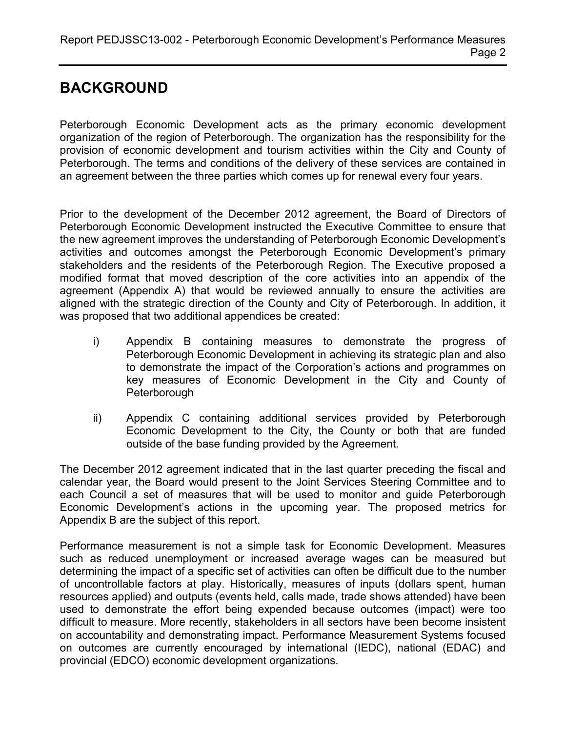## BACKGROUND

Peterborough Economic Development acts as the primary economic development organization of the region of Peterborough. The organization has the responsibility for the provision of economic development and tourism activities within the City and County of Peterborough. The terms and conditions of the delivery of these services are contained in an agreement between the three parties which comes up for renewal every four years.

Prior to the development of the December 2012 agreement, the Board of Directors of Peterborough Economic Development instructed the Executive Committee to ensure that the new agreement improves the understanding of Peterborough Economic Development's activities and outcomes amongst the Peterborough Economic Development's primary stakeholders and the residents of the Peterborough Region. The Executive proposed a modified format that moved description of the core activities into an appendix of the agreement (Appendix A) that would be reviewed annually to ensure the activities are aligned with the strategic direction of the County and City of Peterborough. In addition, it was proposed that two additional appendices be created:

i) Appendix B containing measures to demonstrate the progress of Peterborough Economic Development in achieving its strategic plan and also to demonstrate the impact of the Corporation's actions and programmes on key measures of Economic Development in the City and County of Peterborough

ii) Appendix C containing additional services provided by Peterborough Economic Development to the City, the County or both that are funded outside of the base funding provided by the Agreement.

The December 2012 agreement indicated that in the last quarter preceding the fiscal and calendar year, the Board would present to the Joint Services Steering Committee and to each Council a set of measures that will be used to monitor and guide Peterborough Economic Development's actions in the upcoming year. The proposed metrics for Appendix B are the subject of this report.

Performance measurement is not a simple task for Economic Development. Measures such as reduced unemployment or increased average wages can be measured but determining the impact of a specific set of activities can often be difficult due to the number of uncontrollable factors at play. Historically, measures of inputs (dollars spent, human resources applied) and outputs (events held, calls made, trade shows attended) have been used to demonstrate the effort being expended because outcomes (impact) were too difficult to measure. More recently, stakeholders in all sectors have been become insistent on accountability and demonstrating impact. Performance Measurement Systems focused on outcomes are currently encouraged by international (IEDC), national (EDAC) and provincial (EDCO) economic development organizations.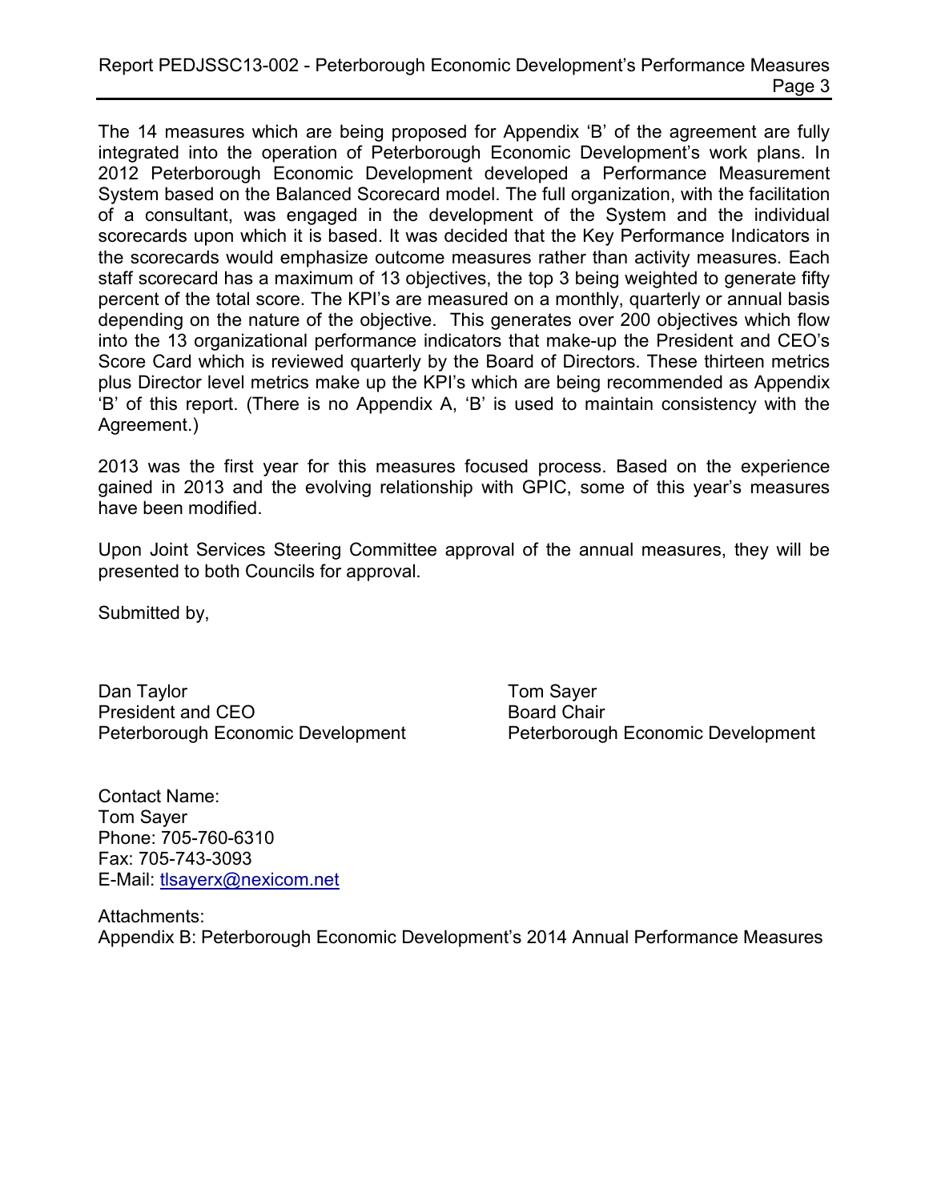The 14 measures which are being proposed for Appendix 'B' of the agreement are fully integrated into the operation of Peterborough Economic Development's work plans. In 2012 Peterborough Economic Development developed a Performance Measurement System based on the Balanced Scorecard model. The full organization, with the facilitation of a consultant, was engaged in the development of the System and the individual scorecards upon which it is based. It was decided that the Key Performance Indicators in the scorecards would emphasize outcome measures rather than activity measures. Each staff scorecard has a maximum of 13 objectives, the top 3 being weighted to generate fifty percent of the total score. The KPI's are measured on a monthly, quarterly or annual basis depending on the nature of the objective. This generates over 200 objectives which flow into the 13 organizational performance indicators that make-up the President and CEO's Score Card which is reviewed quarterly by the Board of Directors. These thirteen metrics plus Director level metrics make up the KPI's which are being recommended as Appendix 'B' of this report. (There is no Appendix A, 'B' is used to maintain consistency with the Agreement.)

2013 was the first year for this measures focused process. Based on the experience gained in 2013 and the evolving relationship with GPIC, some of this year's measures have been modified.

Upon Joint Services Steering Committee approval of the annual measures, they will be presented to both Councils for approval.

Submitted by,

Dan Taylor
President and CEO
Peterborough Economic Development

Tom Sayer
Board Chair
Peterborough Economic Development

Contact Name:
Tom Sayer
Phone: 705-760-6310
Fax: 705-743-3093
E-Mail: tlsayerx@nexicom.net

Attachments:
Appendix B: Peterborough Economic Development's 2014 Annual Performance Measures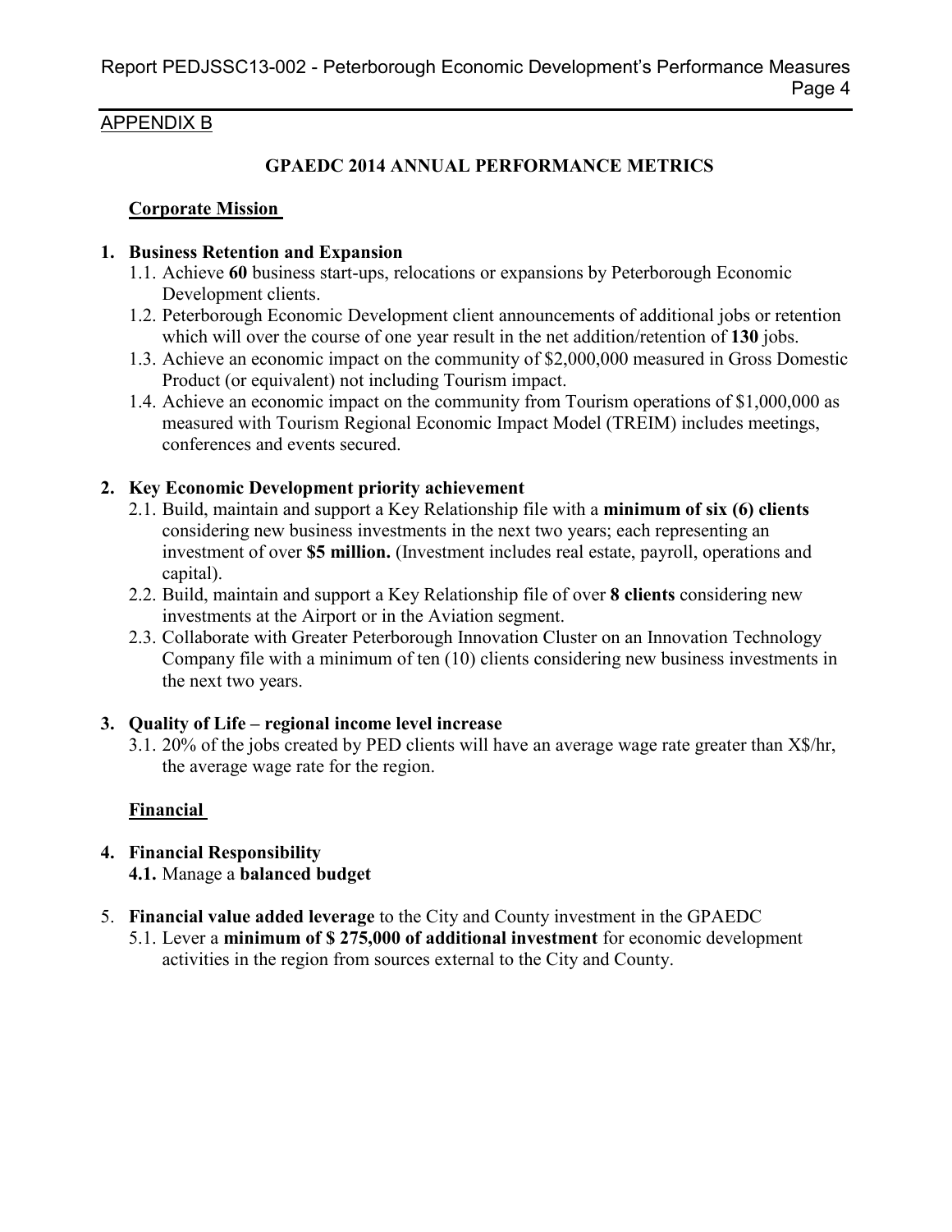APPENDIX B

## GPAEDC 2014 ANNUAL PERFORMANCE METRICS

### Corporate Mission

1. **Business Retention and Expansion**
   1.1. Achieve **60** business start-ups, relocations or expansions by Peterborough Economic Development clients.
   1.2. Peterborough Economic Development client announcements of additional jobs or retention which will over the course of one year result in the net addition/retention of **130** jobs.
   1.3. Achieve an economic impact on the community of $2,000,000 measured in Gross Domestic Product (or equivalent) not including Tourism impact.
   1.4. Achieve an economic impact on the community from Tourism operations of $1,000,000 as measured with Tourism Regional Economic Impact Model (TREIM) includes meetings, conferences and events secured.

2. **Key Economic Development priority achievement**
   2.1. Build, maintain and support a Key Relationship file with a **minimum of six (6) clients** considering new business investments in the next two years; each representing an investment of over **$5 million.** (Investment includes real estate, payroll, operations and capital).
   2.2. Build, maintain and support a Key Relationship file of over **8 clients** considering new investments at the Airport or in the Aviation segment.
   2.3. Collaborate with Greater Peterborough Innovation Cluster on an Innovation Technology Company file with a minimum of ten (10) clients considering new business investments in the next two years.

3. **Quality of Life – regional income level increase**
   3.1. 20% of the jobs created by PED clients will have an average wage rate greater than X$/hr, the average wage rate for the region.

### Financial

4. **Financial Responsibility**
   **4.1.** Manage a **balanced budget**

5. **Financial value added leverage** to the City and County investment in the GPAEDC
   5.1. Lever a **minimum of $ 275,000 of additional investment** for economic development activities in the region from sources external to the City and County.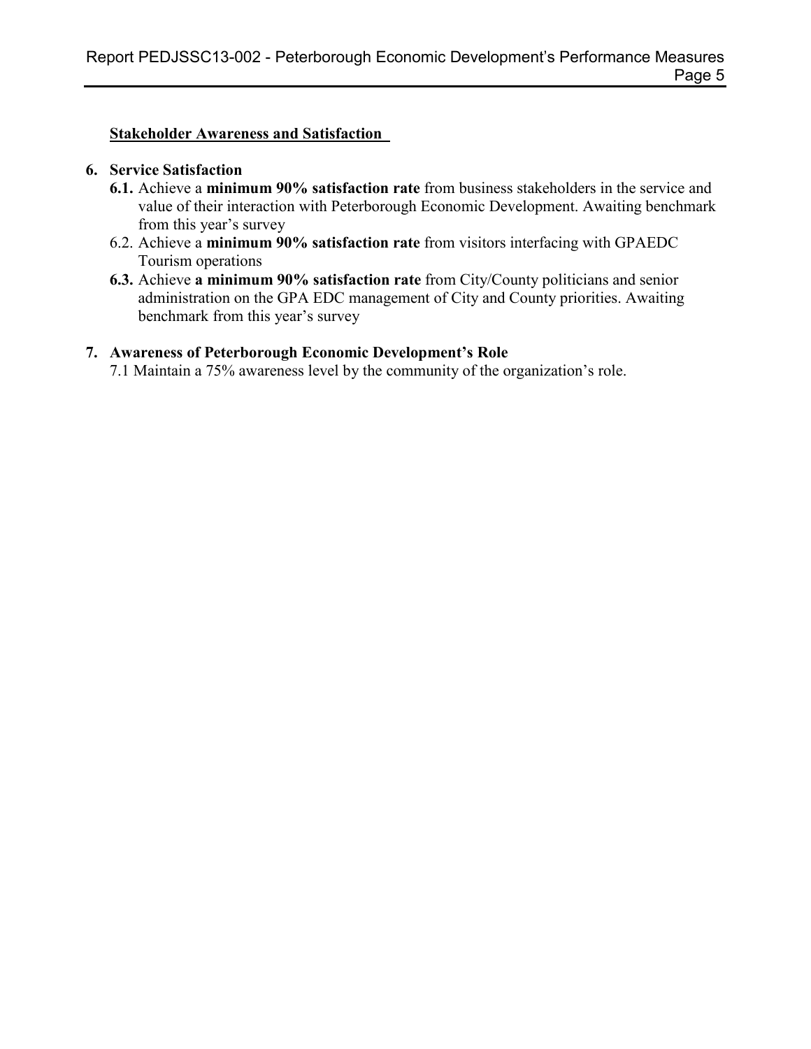**Stakeholder Awareness and Satisfaction**

6. **Service Satisfaction**
   - **6.1.** Achieve a **minimum 90% satisfaction rate** from business stakeholders in the service and value of their interaction with Peterborough Economic Development. Awaiting benchmark from this year's survey
   - 6.2. Achieve a **minimum 90% satisfaction rate** from visitors interfacing with GPAEDC Tourism operations
   - **6.3.** Achieve **a minimum 90% satisfaction rate** from City/County politicians and senior administration on the GPA EDC management of City and County priorities. Awaiting benchmark from this year's survey

7. **Awareness of Peterborough Economic Development's Role**
   7.1 Maintain a 75% awareness level by the community of the organization's role.